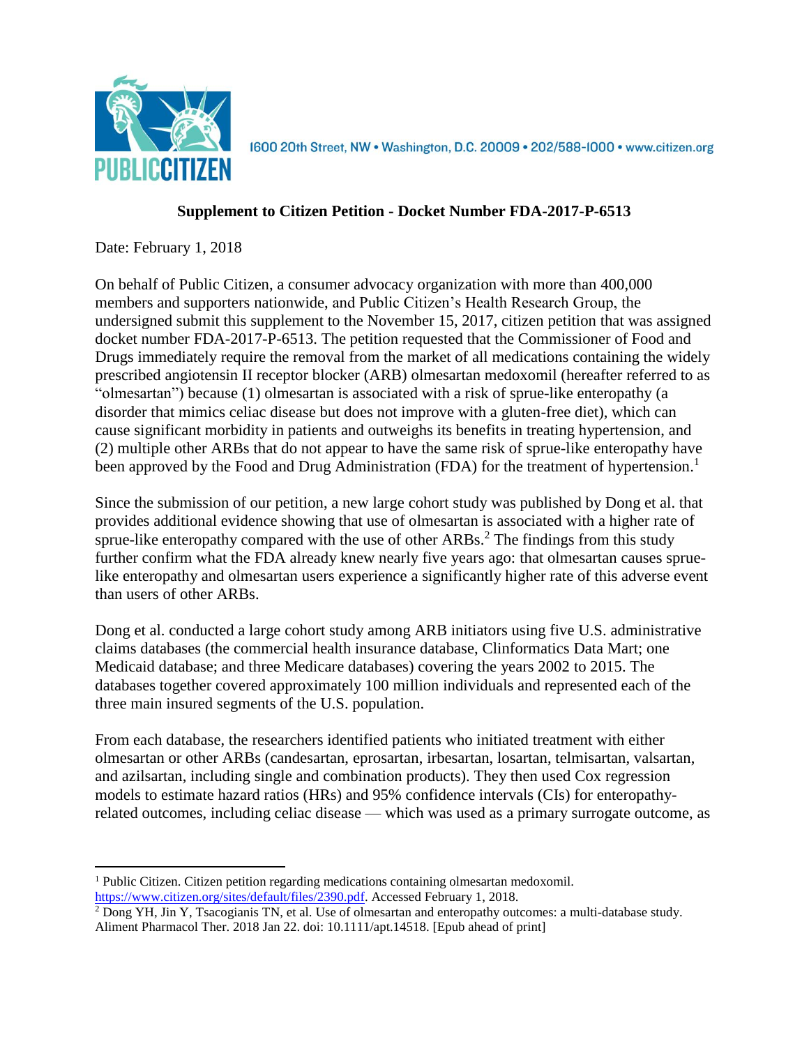PUBLIC CITIZEN

1600 20th Street, NW • Washington, D.C. 20009 • 202/588-1000 • www.citizen.org

## Supplement to Citizen Petition - Docket Number FDA-2017-P-6513

Date: February 1, 2018

On behalf of Public Citizen, a consumer advocacy organization with more than 400,000 members and supporters nationwide, and Public Citizen's Health Research Group, the undersigned submit this supplement to the November 15, 2017, citizen petition that was assigned docket number FDA-2017-P-6513. The petition requested that the Commissioner of Food and Drugs immediately require the removal from the market of all medications containing the widely prescribed angiotensin II receptor blocker (ARB) olmesartan medoxomil (hereafter referred to as "olmesartan") because (1) olmesartan is associated with a risk of sprue-like enteropathy (a disorder that mimics celiac disease but does not improve with a gluten-free diet), which can cause significant morbidity in patients and outweighs its benefits in treating hypertension, and (2) multiple other ARBs that do not appear to have the same risk of sprue-like enteropathy have been approved by the Food and Drug Administration (FDA) for the treatment of hypertension.[1]

Since the submission of our petition, a new large cohort study was published by Dong et al. that provides additional evidence showing that use of olmesartan is associated with a higher rate of sprue-like enteropathy compared with the use of other ARBs.[2] The findings from this study further confirm what the FDA already knew nearly five years ago: that olmesartan causes sprue-like enteropathy and olmesartan users experience a significantly higher rate of this adverse event than users of other ARBs.

Dong et al. conducted a large cohort study among ARB initiators using five U.S. administrative claims databases (the commercial health insurance database, Clinformatics Data Mart; one Medicaid database; and three Medicare databases) covering the years 2002 to 2015. The databases together covered approximately 100 million individuals and represented each of the three main insured segments of the U.S. population.

From each database, the researchers identified patients who initiated treatment with either olmesartan or other ARBs (candesartan, eprosartan, irbesartan, losartan, telmisartan, valsartan, and azilsartan, including single and combination products). They then used Cox regression models to estimate hazard ratios (HRs) and 95% confidence intervals (CIs) for enteropathy-related outcomes, including celiac disease — which was used as a primary surrogate outcome, as

---

[1] Public Citizen. Citizen petition regarding medications containing olmesartan medoxomil. https://www.citizen.org/sites/default/files/2390.pdf. Accessed February 1, 2018.

[2] Dong YH, Jin Y, Tsacogianis TN, et al. Use of olmesartan and enteropathy outcomes: a multi-database study. Aliment Pharmacol Ther. 2018 Jan 22. doi: 10.1111/apt.14518. [Epub ahead of print]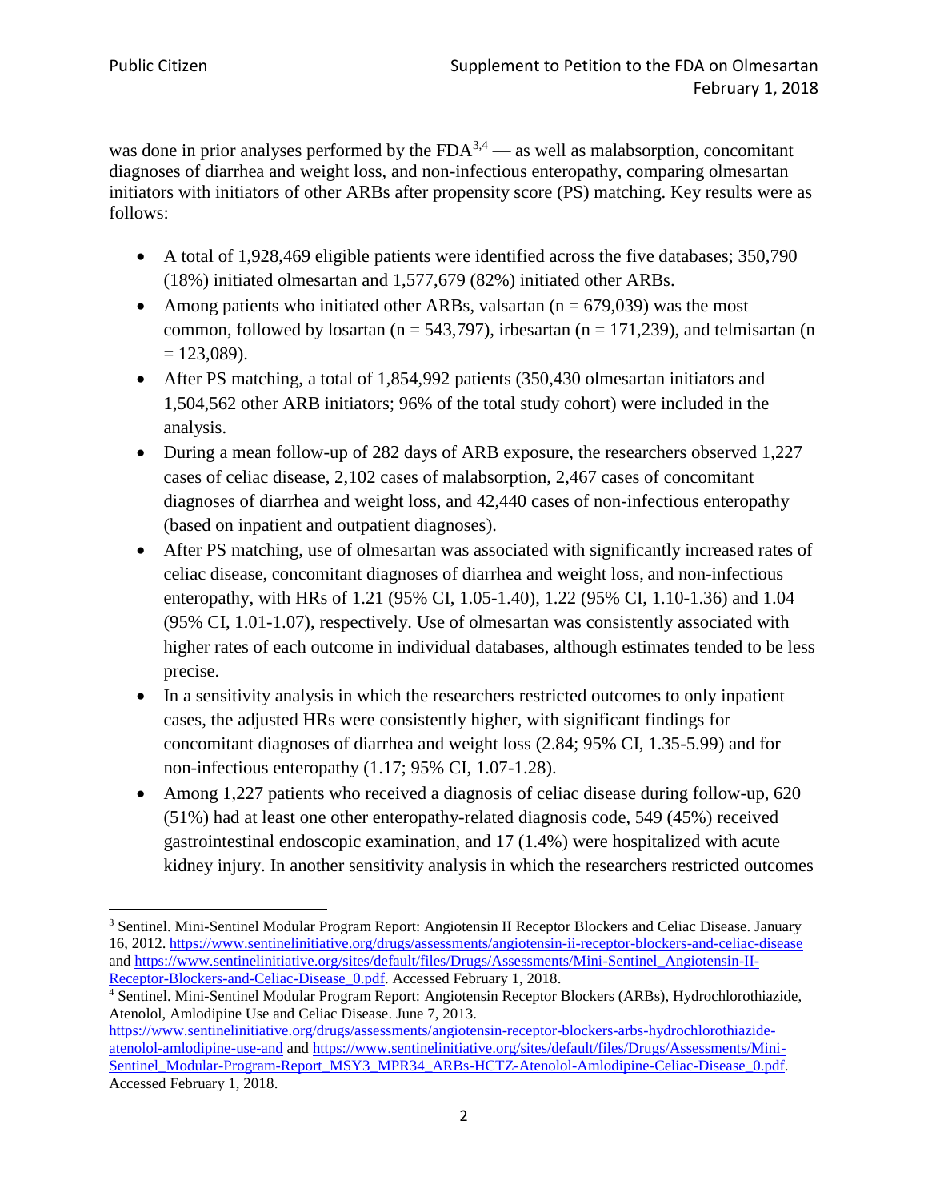was done in prior analyses performed by the FDA[3,4] — as well as malabsorption, concomitant diagnoses of diarrhea and weight loss, and non-infectious enteropathy, comparing olmesartan initiators with initiators of other ARBs after propensity score (PS) matching. Key results were as follows:

- A total of 1,928,469 eligible patients were identified across the five databases; 350,790 (18%) initiated olmesartan and 1,577,679 (82%) initiated other ARBs.
- Among patients who initiated other ARBs, valsartan (n = 679,039) was the most common, followed by losartan (n = 543,797), irbesartan (n = 171,239), and telmisartan (n = 123,089).
- After PS matching, a total of 1,854,992 patients (350,430 olmesartan initiators and 1,504,562 other ARB initiators; 96% of the total study cohort) were included in the analysis.
- During a mean follow-up of 282 days of ARB exposure, the researchers observed 1,227 cases of celiac disease, 2,102 cases of malabsorption, 2,467 cases of concomitant diagnoses of diarrhea and weight loss, and 42,440 cases of non-infectious enteropathy (based on inpatient and outpatient diagnoses).
- After PS matching, use of olmesartan was associated with significantly increased rates of celiac disease, concomitant diagnoses of diarrhea and weight loss, and non-infectious enteropathy, with HRs of 1.21 (95% CI, 1.05-1.40), 1.22 (95% CI, 1.10-1.36) and 1.04 (95% CI, 1.01-1.07), respectively. Use of olmesartan was consistently associated with higher rates of each outcome in individual databases, although estimates tended to be less precise.
- In a sensitivity analysis in which the researchers restricted outcomes to only inpatient cases, the adjusted HRs were consistently higher, with significant findings for concomitant diagnoses of diarrhea and weight loss (2.84; 95% CI, 1.35-5.99) and for non-infectious enteropathy (1.17; 95% CI, 1.07-1.28).
- Among 1,227 patients who received a diagnosis of celiac disease during follow-up, 620 (51%) had at least one other enteropathy-related diagnosis code, 549 (45%) received gastrointestinal endoscopic examination, and 17 (1.4%) were hospitalized with acute kidney injury. In another sensitivity analysis in which the researchers restricted outcomes

---

[3] Sentinel. Mini-Sentinel Modular Program Report: Angiotensin II Receptor Blockers and Celiac Disease. January 16, 2012. https://www.sentinelinitiative.org/drugs/assessments/angiotensin-ii-receptor-blockers-and-celiac-disease and https://www.sentinelinitiative.org/sites/default/files/Drugs/Assessments/Mini-Sentinel_Angiotensin-II-Receptor-Blockers-and-Celiac-Disease_0.pdf. Accessed February 1, 2018.

[4] Sentinel. Mini-Sentinel Modular Program Report: Angiotensin Receptor Blockers (ARBs), Hydrochlorothiazide, Atenolol, Amlodipine Use and Celiac Disease. June 7, 2013. https://www.sentinelinitiative.org/drugs/assessments/angiotensin-receptor-blockers-arbs-hydrochlorothiazide-atenolol-amlodipine-use-and and https://www.sentinelinitiative.org/sites/default/files/Drugs/Assessments/Mini-Sentinel_Modular-Program-Report_MSY3_MPR34_ARBs-HCTZ-Atenolol-Amlodipine-Celiac-Disease_0.pdf. Accessed February 1, 2018.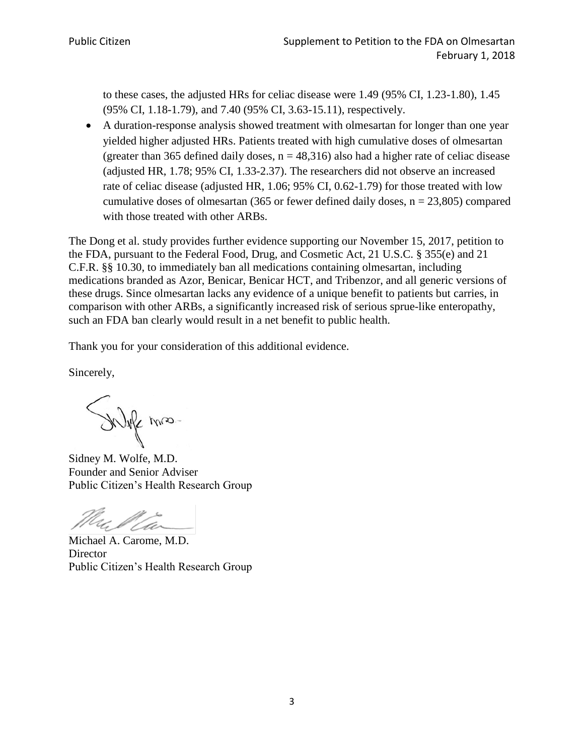to these cases, the adjusted HRs for celiac disease were 1.49 (95% CI, 1.23-1.80), 1.45 (95% CI, 1.18-1.79), and 7.40 (95% CI, 3.63-15.11), respectively.

- A duration-response analysis showed treatment with olmesartan for longer than one year yielded higher adjusted HRs. Patients treated with high cumulative doses of olmesartan (greater than 365 defined daily doses, n = 48,316) also had a higher rate of celiac disease (adjusted HR, 1.78; 95% CI, 1.33-2.37). The researchers did not observe an increased rate of celiac disease (adjusted HR, 1.06; 95% CI, 0.62-1.79) for those treated with low cumulative doses of olmesartan (365 or fewer defined daily doses, n = 23,805) compared with those treated with other ARBs.

The Dong et al. study provides further evidence supporting our November 15, 2017, petition to the FDA, pursuant to the Federal Food, Drug, and Cosmetic Act, 21 U.S.C. § 355(e) and 21 C.F.R. §§ 10.30, to immediately ban all medications containing olmesartan, including medications branded as Azor, Benicar, Benicar HCT, and Tribenzor, and all generic versions of these drugs. Since olmesartan lacks any evidence of a unique benefit to patients but carries, in comparison with other ARBs, a significantly increased risk of serious sprue-like enteropathy, such an FDA ban clearly would result in a net benefit to public health.

Thank you for your consideration of this additional evidence.

Sincerely,

Sidney M. Wolfe, M.D.
Founder and Senior Adviser
Public Citizen's Health Research Group

Michael A. Carome, M.D.
Director
Public Citizen's Health Research Group